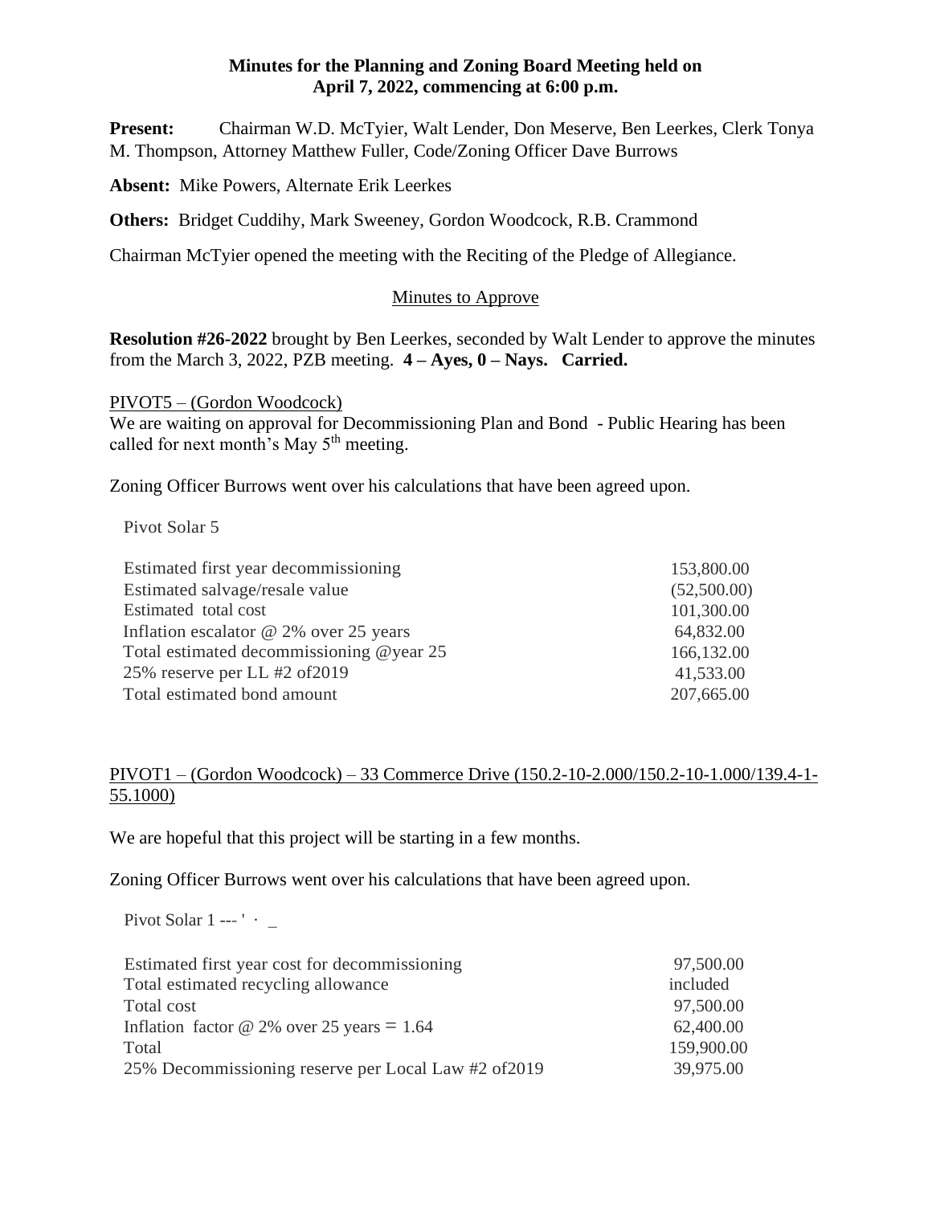**Minutes for the Planning and Zoning Board Meeting held on April 7, 2022, commencing at 6:00 p.m.**

**Present:** Chairman W.D. McTyier, Walt Lender, Don Meserve, Ben Leerkes, Clerk Tonya M. Thompson, Attorney Matthew Fuller, Code/Zoning Officer Dave Burrows

**Absent:** Mike Powers, Alternate Erik Leerkes

**Others:** Bridget Cuddihy, Mark Sweeney, Gordon Woodcock, R.B. Crammond

Chairman McTyier opened the meeting with the Reciting of the Pledge of Allegiance.

Minutes to Approve

**Resolution #26-2022** brought by Ben Leerkes, seconded by Walt Lender to approve the minutes from the March 3, 2022, PZB meeting. **4 – Ayes, 0 – Nays. Carried.**

PIVOT5 – (Gordon Woodcock)

We are waiting on approval for Decommissioning Plan and Bond - Public Hearing has been called for next month's May 5th meeting.

Zoning Officer Burrows went over his calculations that have been agreed upon.

Pivot Solar 5

| | |
|---|---|
| Estimated first year decommissioning | 153,800.00 |
| Estimated salvage/resale value | (52,500.00) |
| Estimated total cost | 101,300.00 |
| Inflation escalator @ 2% over 25 years | 64,832.00 |
| Total estimated decommissioning @year 25 | 166,132.00 |
| 25% reserve per LL #2 of2019 | 41,533.00 |
| Total estimated bond amount | 207,665.00 |

PIVOT1 – (Gordon Woodcock) – 33 Commerce Drive (150.2-10-2.000/150.2-10-1.000/139.4-1-55.1000)

We are hopeful that this project will be starting in a few months.

Zoning Officer Burrows went over his calculations that have been agreed upon.

Pivot Solar 1 --- ' · _

| | |
|---|---|
| Estimated first year cost for decommissioning | 97,500.00 |
| Total estimated recycling allowance | included |
| Total cost | 97,500.00 |
| Inflation factor @ 2% over 25 years = 1.64 | 62,400.00 |
| Total | 159,900.00 |
| 25% Decommissioning reserve per Local Law #2 of2019 | 39,975.00 |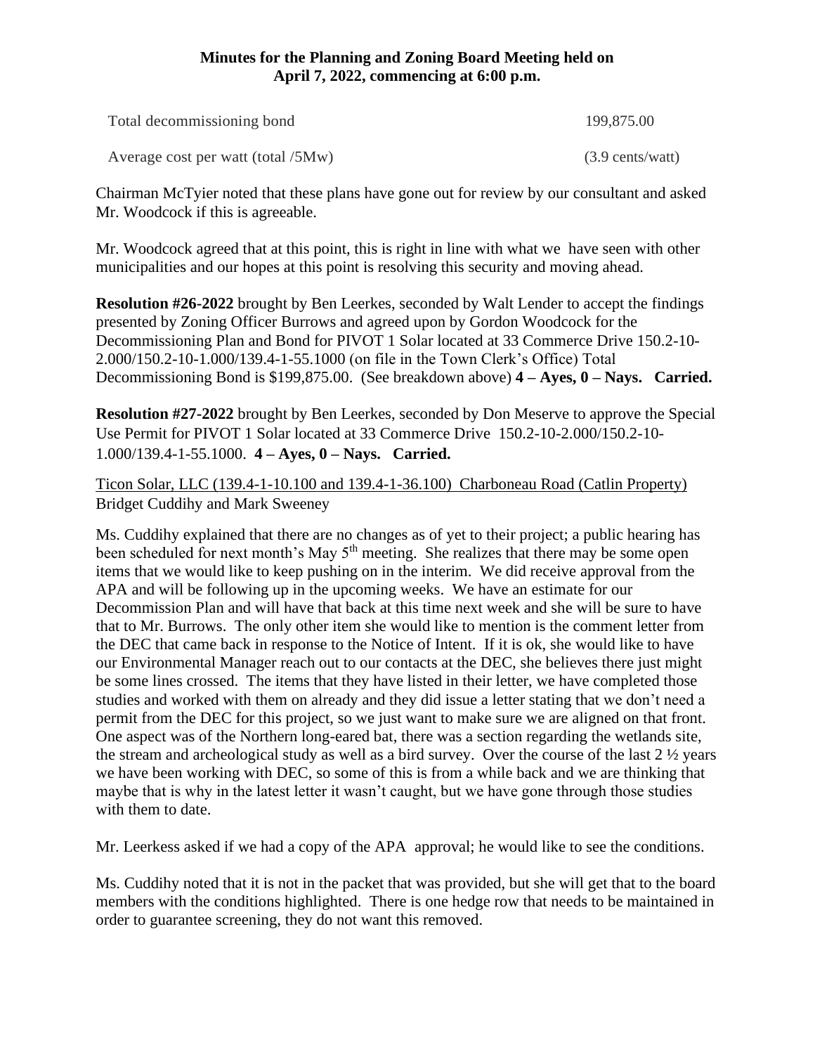**Minutes for the Planning and Zoning Board Meeting held on April 7, 2022, commencing at 6:00 p.m.**

| | |
|---|---|
| Total decommissioning bond | 199,875.00 |
| Average cost per watt (total /5Mw) | (3.9 cents/watt) |

Chairman McTyier noted that these plans have gone out for review by our consultant and asked Mr. Woodcock if this is agreeable.

Mr. Woodcock agreed that at this point, this is right in line with what we have seen with other municipalities and our hopes at this point is resolving this security and moving ahead.

**Resolution #26-2022** brought by Ben Leerkes, seconded by Walt Lender to accept the findings presented by Zoning Officer Burrows and agreed upon by Gordon Woodcock for the Decommissioning Plan and Bond for PIVOT 1 Solar located at 33 Commerce Drive 150.2-10-2.000/150.2-10-1.000/139.4-1-55.1000 (on file in the Town Clerk's Office) Total Decommissioning Bond is $199,875.00. (See breakdown above) **4 – Ayes, 0 – Nays. Carried.**

**Resolution #27-2022** brought by Ben Leerkes, seconded by Don Meserve to approve the Special Use Permit for PIVOT 1 Solar located at 33 Commerce Drive 150.2-10-2.000/150.2-10-1.000/139.4-1-55.1000. **4 – Ayes, 0 – Nays. Carried.**

Ticon Solar, LLC (139.4-1-10.100 and 139.4-1-36.100) Charboneau Road (Catlin Property)
Bridget Cuddihy and Mark Sweeney

Ms. Cuddihy explained that there are no changes as of yet to their project; a public hearing has been scheduled for next month's May 5th meeting. She realizes that there may be some open items that we would like to keep pushing on in the interim. We did receive approval from the APA and will be following up in the upcoming weeks. We have an estimate for our Decommission Plan and will have that back at this time next week and she will be sure to have that to Mr. Burrows. The only other item she would like to mention is the comment letter from the DEC that came back in response to the Notice of Intent. If it is ok, she would like to have our Environmental Manager reach out to our contacts at the DEC, she believes there just might be some lines crossed. The items that they have listed in their letter, we have completed those studies and worked with them on already and they did issue a letter stating that we don't need a permit from the DEC for this project, so we just want to make sure we are aligned on that front. One aspect was of the Northern long-eared bat, there was a section regarding the wetlands site, the stream and archeological study as well as a bird survey. Over the course of the last 2 ½ years we have been working with DEC, so some of this is from a while back and we are thinking that maybe that is why in the latest letter it wasn't caught, but we have gone through those studies with them to date.

Mr. Leerkess asked if we had a copy of the APA approval; he would like to see the conditions.

Ms. Cuddihy noted that it is not in the packet that was provided, but she will get that to the board members with the conditions highlighted. There is one hedge row that needs to be maintained in order to guarantee screening, they do not want this removed.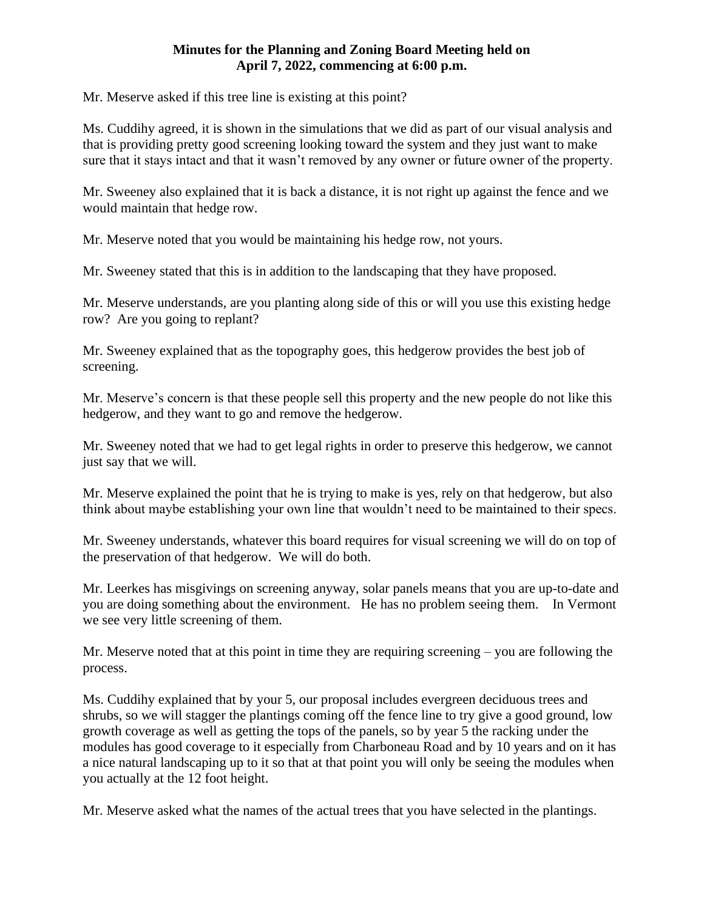**Minutes for the Planning and Zoning Board Meeting held on April 7, 2022, commencing at 6:00 p.m.**

Mr. Meserve asked if this tree line is existing at this point?

Ms. Cuddihy agreed, it is shown in the simulations that we did as part of our visual analysis and that is providing pretty good screening looking toward the system and they just want to make sure that it stays intact and that it wasn't removed by any owner or future owner of the property.

Mr. Sweeney also explained that it is back a distance, it is not right up against the fence and we would maintain that hedge row.

Mr. Meserve noted that you would be maintaining his hedge row, not yours.

Mr. Sweeney stated that this is in addition to the landscaping that they have proposed.

Mr. Meserve understands, are you planting along side of this or will you use this existing hedge row? Are you going to replant?

Mr. Sweeney explained that as the topography goes, this hedgerow provides the best job of screening.

Mr. Meserve's concern is that these people sell this property and the new people do not like this hedgerow, and they want to go and remove the hedgerow.

Mr. Sweeney noted that we had to get legal rights in order to preserve this hedgerow, we cannot just say that we will.

Mr. Meserve explained the point that he is trying to make is yes, rely on that hedgerow, but also think about maybe establishing your own line that wouldn't need to be maintained to their specs.

Mr. Sweeney understands, whatever this board requires for visual screening we will do on top of the preservation of that hedgerow. We will do both.

Mr. Leerkes has misgivings on screening anyway, solar panels means that you are up-to-date and you are doing something about the environment. He has no problem seeing them. In Vermont we see very little screening of them.

Mr. Meserve noted that at this point in time they are requiring screening – you are following the process.

Ms. Cuddihy explained that by your 5, our proposal includes evergreen deciduous trees and shrubs, so we will stagger the plantings coming off the fence line to try give a good ground, low growth coverage as well as getting the tops of the panels, so by year 5 the racking under the modules has good coverage to it especially from Charboneau Road and by 10 years and on it has a nice natural landscaping up to it so that at that point you will only be seeing the modules when you actually at the 12 foot height.

Mr. Meserve asked what the names of the actual trees that you have selected in the plantings.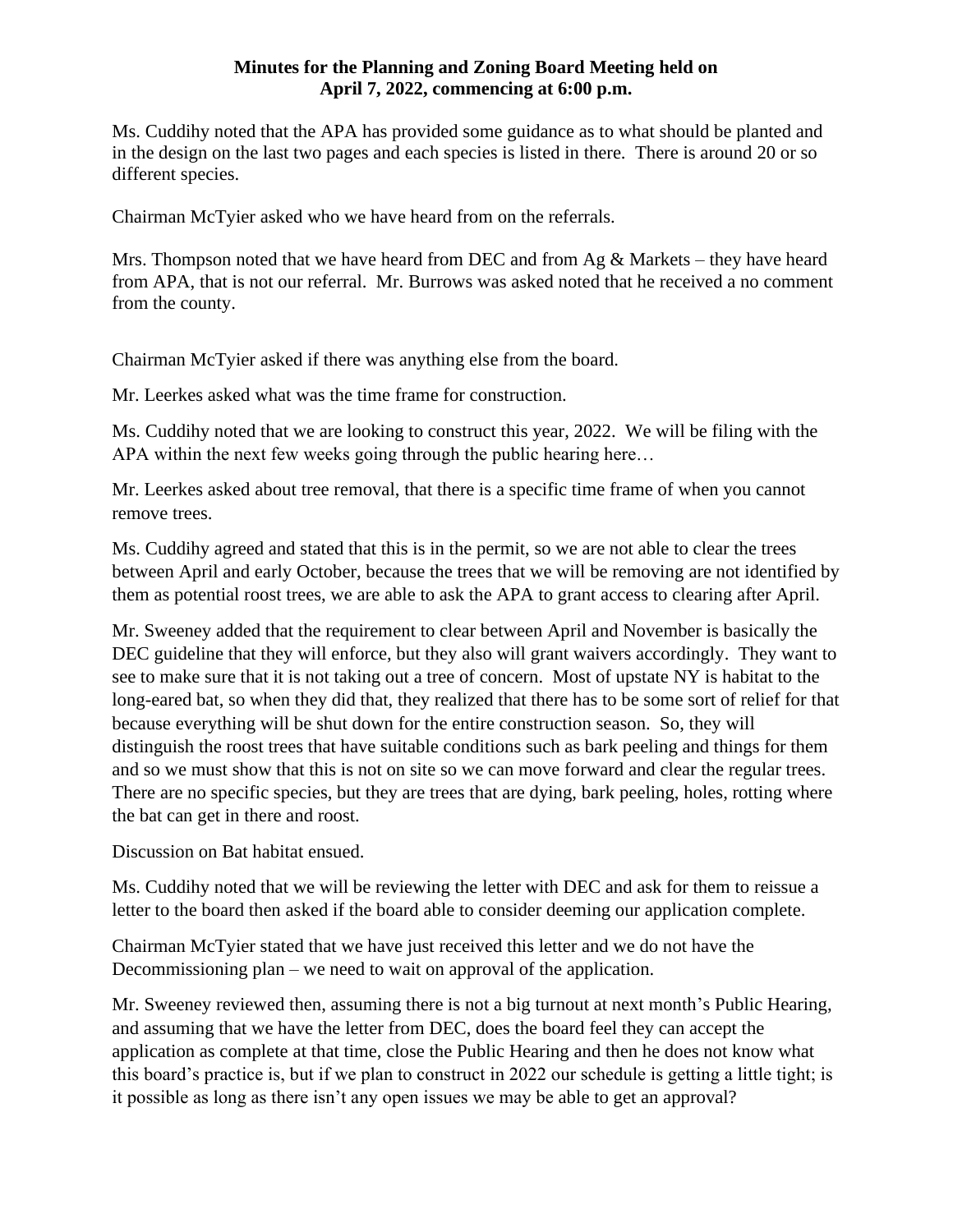**Minutes for the Planning and Zoning Board Meeting held on April 7, 2022, commencing at 6:00 p.m.**

Ms. Cuddihy noted that the APA has provided some guidance as to what should be planted and in the design on the last two pages and each species is listed in there. There is around 20 or so different species.

Chairman McTyier asked who we have heard from on the referrals.

Mrs. Thompson noted that we have heard from DEC and from Ag & Markets – they have heard from APA, that is not our referral. Mr. Burrows was asked noted that he received a no comment from the county.

Chairman McTyier asked if there was anything else from the board.

Mr. Leerkes asked what was the time frame for construction.

Ms. Cuddihy noted that we are looking to construct this year, 2022. We will be filing with the APA within the next few weeks going through the public hearing here…

Mr. Leerkes asked about tree removal, that there is a specific time frame of when you cannot remove trees.

Ms. Cuddihy agreed and stated that this is in the permit, so we are not able to clear the trees between April and early October, because the trees that we will be removing are not identified by them as potential roost trees, we are able to ask the APA to grant access to clearing after April.

Mr. Sweeney added that the requirement to clear between April and November is basically the DEC guideline that they will enforce, but they also will grant waivers accordingly. They want to see to make sure that it is not taking out a tree of concern. Most of upstate NY is habitat to the long-eared bat, so when they did that, they realized that there has to be some sort of relief for that because everything will be shut down for the entire construction season. So, they will distinguish the roost trees that have suitable conditions such as bark peeling and things for them and so we must show that this is not on site so we can move forward and clear the regular trees. There are no specific species, but they are trees that are dying, bark peeling, holes, rotting where the bat can get in there and roost.

Discussion on Bat habitat ensued.

Ms. Cuddihy noted that we will be reviewing the letter with DEC and ask for them to reissue a letter to the board then asked if the board able to consider deeming our application complete.

Chairman McTyier stated that we have just received this letter and we do not have the Decommissioning plan – we need to wait on approval of the application.

Mr. Sweeney reviewed then, assuming there is not a big turnout at next month's Public Hearing, and assuming that we have the letter from DEC, does the board feel they can accept the application as complete at that time, close the Public Hearing and then he does not know what this board's practice is, but if we plan to construct in 2022 our schedule is getting a little tight; is it possible as long as there isn't any open issues we may be able to get an approval?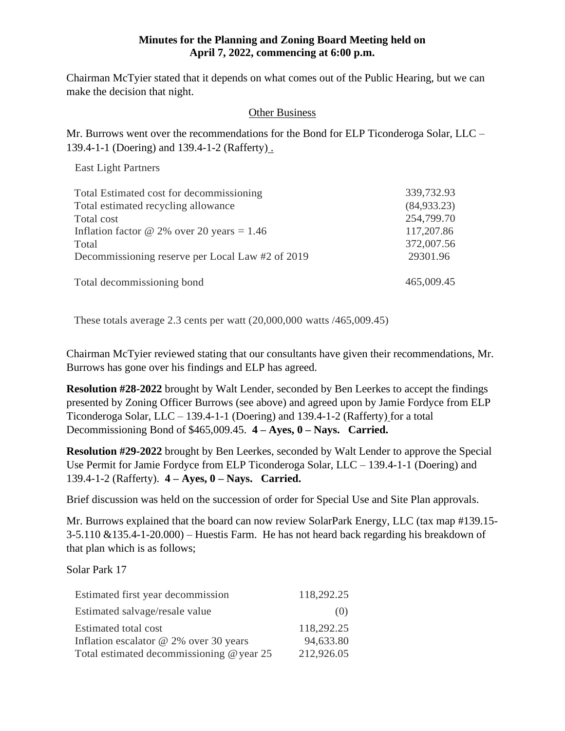**Minutes for the Planning and Zoning Board Meeting held on April 7, 2022, commencing at 6:00 p.m.**

Chairman McTyier stated that it depends on what comes out of the Public Hearing, but we can make the decision that night.

Other Business

Mr. Burrows went over the recommendations for the Bond for ELP Ticonderoga Solar, LLC – 139.4-1-1 (Doering) and 139.4-1-2 (Rafferty) .

East Light Partners

| | |
|---|---|
| Total Estimated cost for decommissioning | 339,732.93 |
| Total estimated recycling allowance | (84,933.23) |
| Total cost | 254,799.70 |
| Inflation factor @ 2% over 20 years = 1.46 | 117,207.86 |
| Total | 372,007.56 |
| Decommissioning reserve per Local Law #2 of 2019 | 29301.96 |
| Total decommissioning bond | 465,009.45 |

These totals average 2.3 cents per watt (20,000,000 watts /465,009.45)

Chairman McTyier reviewed stating that our consultants have given their recommendations, Mr. Burrows has gone over his findings and ELP has agreed.

**Resolution #28-2022** brought by Walt Lender, seconded by Ben Leerkes to accept the findings presented by Zoning Officer Burrows (see above) and agreed upon by Jamie Fordyce from ELP Ticonderoga Solar, LLC – 139.4-1-1 (Doering) and 139.4-1-2 (Rafferty) for a total Decommissioning Bond of $465,009.45. **4 – Ayes, 0 – Nays. Carried.**

**Resolution #29-2022** brought by Ben Leerkes, seconded by Walt Lender to approve the Special Use Permit for Jamie Fordyce from ELP Ticonderoga Solar, LLC – 139.4-1-1 (Doering) and 139.4-1-2 (Rafferty). **4 – Ayes, 0 – Nays. Carried.**

Brief discussion was held on the succession of order for Special Use and Site Plan approvals.

Mr. Burrows explained that the board can now review SolarPark Energy, LLC (tax map #139.15-3-5.110 &135.4-1-20.000) – Huestis Farm. He has not heard back regarding his breakdown of that plan which is as follows;

Solar Park 17

| | |
|---|---|
| Estimated first year decommission | 118,292.25 |
| Estimated salvage/resale value | (0) |
| Estimated total cost | 118,292.25 |
| Inflation escalator @ 2% over 30 years | 94,633.80 |
| Total estimated decommissioning @year 25 | 212,926.05 |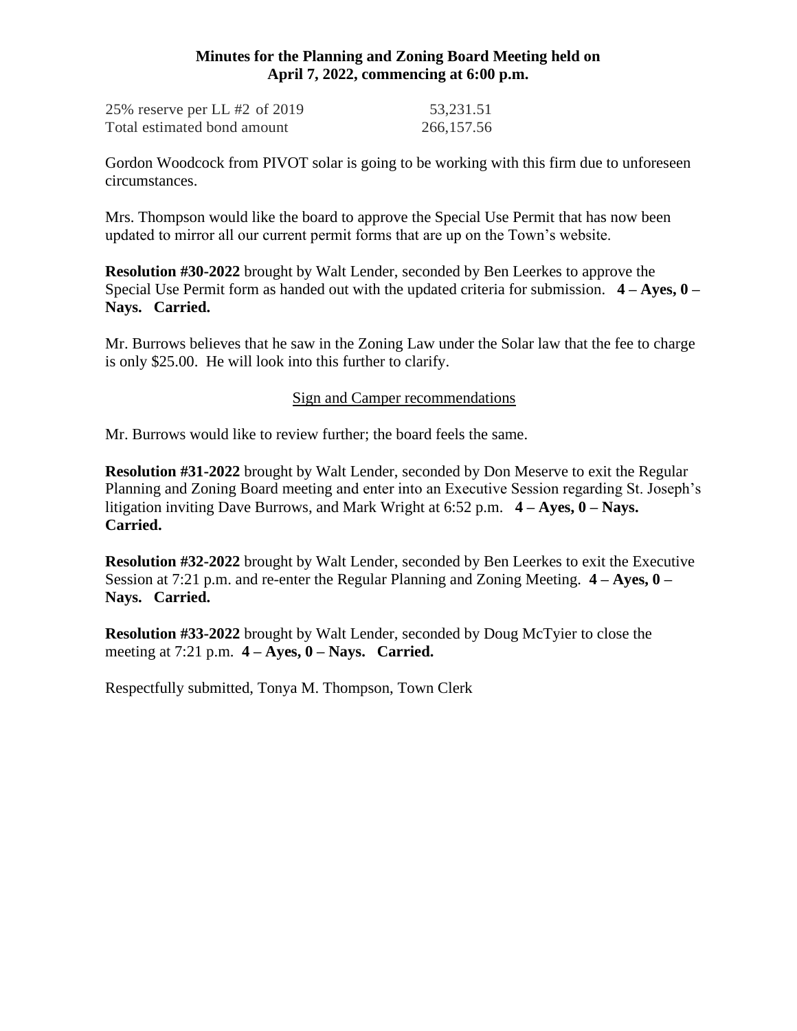**Minutes for the Planning and Zoning Board Meeting held on April 7, 2022, commencing at 6:00 p.m.**

| | |
|---|---|
| 25% reserve per LL #2 of 2019 | 53,231.51 |
| Total estimated bond amount | 266,157.56 |

Gordon Woodcock from PIVOT solar is going to be working with this firm due to unforeseen circumstances.

Mrs. Thompson would like the board to approve the Special Use Permit that has now been updated to mirror all our current permit forms that are up on the Town's website.

**Resolution #30-2022** brought by Walt Lender, seconded by Ben Leerkes to approve the Special Use Permit form as handed out with the updated criteria for submission. **4 – Ayes, 0 – Nays. Carried.**

Mr. Burrows believes that he saw in the Zoning Law under the Solar law that the fee to charge is only $25.00. He will look into this further to clarify.

Sign and Camper recommendations

Mr. Burrows would like to review further; the board feels the same.

**Resolution #31-2022** brought by Walt Lender, seconded by Don Meserve to exit the Regular Planning and Zoning Board meeting and enter into an Executive Session regarding St. Joseph's litigation inviting Dave Burrows, and Mark Wright at 6:52 p.m. **4 – Ayes, 0 – Nays. Carried.**

**Resolution #32-2022** brought by Walt Lender, seconded by Ben Leerkes to exit the Executive Session at 7:21 p.m. and re-enter the Regular Planning and Zoning Meeting. **4 – Ayes, 0 – Nays. Carried.**

**Resolution #33-2022** brought by Walt Lender, seconded by Doug McTyier to close the meeting at 7:21 p.m. **4 – Ayes, 0 – Nays. Carried.**

Respectfully submitted, Tonya M. Thompson, Town Clerk